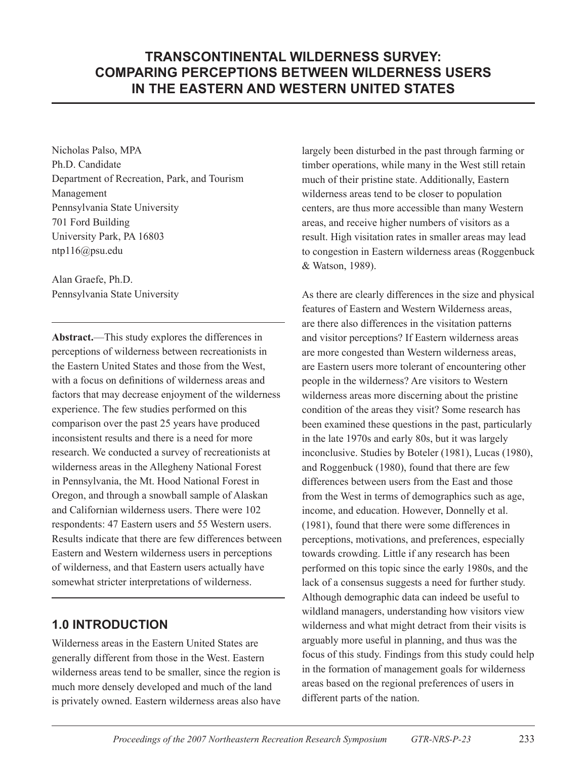# TRANSCONTINENTAL WILDERNESS SURVEY: COMPARING PERCEPTIONS BETWEEN WILDERNESS USERS IN THE EASTERN AND WESTERN UNITED STATES

Nicholas Palso, MPA
Ph.D. Candidate
Department of Recreation, Park, and Tourism Management
Pennsylvania State University
701 Ford Building
University Park, PA 16803
ntp116@psu.edu

Alan Graefe, Ph.D.
Pennsylvania State University

**Abstract.**—This study explores the differences in perceptions of wilderness between recreationists in the Eastern United States and those from the West, with a focus on definitions of wilderness areas and factors that may decrease enjoyment of the wilderness experience. The few studies performed on this comparison over the past 25 years have produced inconsistent results and there is a need for more research. We conducted a survey of recreationists at wilderness areas in the Allegheny National Forest in Pennsylvania, the Mt. Hood National Forest in Oregon, and through a snowball sample of Alaskan and Californian wilderness users. There were 102 respondents: 47 Eastern users and 55 Western users. Results indicate that there are few differences between Eastern and Western wilderness users in perceptions of wilderness, and that Eastern users actually have somewhat stricter interpretations of wilderness.

## 1.0 INTRODUCTION

Wilderness areas in the Eastern United States are generally different from those in the West. Eastern wilderness areas tend to be smaller, since the region is much more densely developed and much of the land is privately owned. Eastern wilderness areas also have largely been disturbed in the past through farming or timber operations, while many in the West still retain much of their pristine state. Additionally, Eastern wilderness areas tend to be closer to population centers, are thus more accessible than many Western areas, and receive higher numbers of visitors as a result. High visitation rates in smaller areas may lead to congestion in Eastern wilderness areas (Roggenbuck & Watson, 1989).

As there are clearly differences in the size and physical features of Eastern and Western Wilderness areas, are there also differences in the visitation patterns and visitor perceptions? If Eastern wilderness areas are more congested than Western wilderness areas, are Eastern users more tolerant of encountering other people in the wilderness? Are visitors to Western wilderness areas more discerning about the pristine condition of the areas they visit? Some research has been examined these questions in the past, particularly in the late 1970s and early 80s, but it was largely inconclusive. Studies by Boteler (1981), Lucas (1980), and Roggenbuck (1980), found that there are few differences between users from the East and those from the West in terms of demographics such as age, income, and education. However, Donnelly et al. (1981), found that there were some differences in perceptions, motivations, and preferences, especially towards crowding. Little if any research has been performed on this topic since the early 1980s, and the lack of a consensus suggests a need for further study. Although demographic data can indeed be useful to wildland managers, understanding how visitors view wilderness and what might detract from their visits is arguably more useful in planning, and thus was the focus of this study. Findings from this study could help in the formation of management goals for wilderness areas based on the regional preferences of users in different parts of the nation.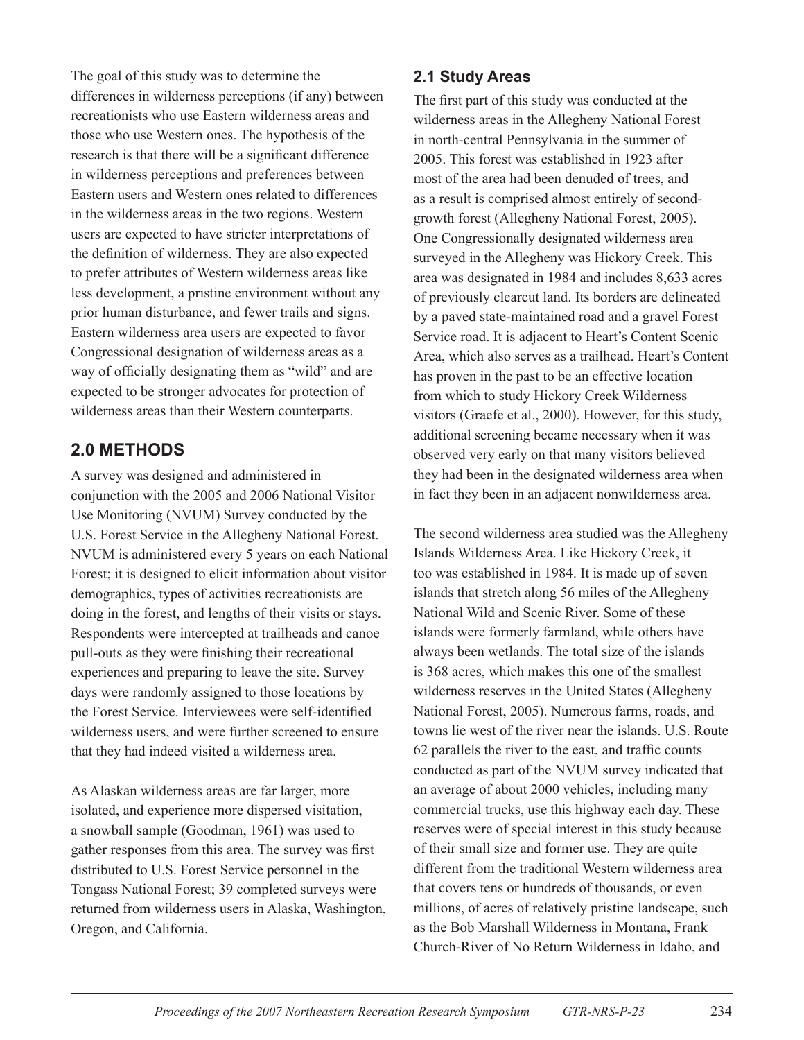The goal of this study was to determine the differences in wilderness perceptions (if any) between recreationists who use Eastern wilderness areas and those who use Western ones. The hypothesis of the research is that there will be a significant difference in wilderness perceptions and preferences between Eastern users and Western ones related to differences in the wilderness areas in the two regions. Western users are expected to have stricter interpretations of the definition of wilderness. They are also expected to prefer attributes of Western wilderness areas like less development, a pristine environment without any prior human disturbance, and fewer trails and signs. Eastern wilderness area users are expected to favor Congressional designation of wilderness areas as a way of officially designating them as "wild" and are expected to be stronger advocates for protection of wilderness areas than their Western counterparts.

## 2.0 METHODS

A survey was designed and administered in conjunction with the 2005 and 2006 National Visitor Use Monitoring (NVUM) Survey conducted by the U.S. Forest Service in the Allegheny National Forest. NVUM is administered every 5 years on each National Forest; it is designed to elicit information about visitor demographics, types of activities recreationists are doing in the forest, and lengths of their visits or stays. Respondents were intercepted at trailheads and canoe pull-outs as they were finishing their recreational experiences and preparing to leave the site. Survey days were randomly assigned to those locations by the Forest Service. Interviewees were self-identified wilderness users, and were further screened to ensure that they had indeed visited a wilderness area.

As Alaskan wilderness areas are far larger, more isolated, and experience more dispersed visitation, a snowball sample (Goodman, 1961) was used to gather responses from this area. The survey was first distributed to U.S. Forest Service personnel in the Tongass National Forest; 39 completed surveys were returned from wilderness users in Alaska, Washington, Oregon, and California.

### 2.1 Study Areas

The first part of this study was conducted at the wilderness areas in the Allegheny National Forest in north-central Pennsylvania in the summer of 2005. This forest was established in 1923 after most of the area had been denuded of trees, and as a result is comprised almost entirely of second-growth forest (Allegheny National Forest, 2005). One Congressionally designated wilderness area surveyed in the Allegheny was Hickory Creek. This area was designated in 1984 and includes 8,633 acres of previously clearcut land. Its borders are delineated by a paved state-maintained road and a gravel Forest Service road. It is adjacent to Heart's Content Scenic Area, which also serves as a trailhead. Heart's Content has proven in the past to be an effective location from which to study Hickory Creek Wilderness visitors (Graefe et al., 2000). However, for this study, additional screening became necessary when it was observed very early on that many visitors believed they had been in the designated wilderness area when in fact they been in an adjacent nonwilderness area.

The second wilderness area studied was the Allegheny Islands Wilderness Area. Like Hickory Creek, it too was established in 1984. It is made up of seven islands that stretch along 56 miles of the Allegheny National Wild and Scenic River. Some of these islands were formerly farmland, while others have always been wetlands. The total size of the islands is 368 acres, which makes this one of the smallest wilderness reserves in the United States (Allegheny National Forest, 2005). Numerous farms, roads, and towns lie west of the river near the islands. U.S. Route 62 parallels the river to the east, and traffic counts conducted as part of the NVUM survey indicated that an average of about 2000 vehicles, including many commercial trucks, use this highway each day. These reserves were of special interest in this study because of their small size and former use. They are quite different from the traditional Western wilderness area that covers tens or hundreds of thousands, or even millions, of acres of relatively pristine landscape, such as the Bob Marshall Wilderness in Montana, Frank Church-River of No Return Wilderness in Idaho, and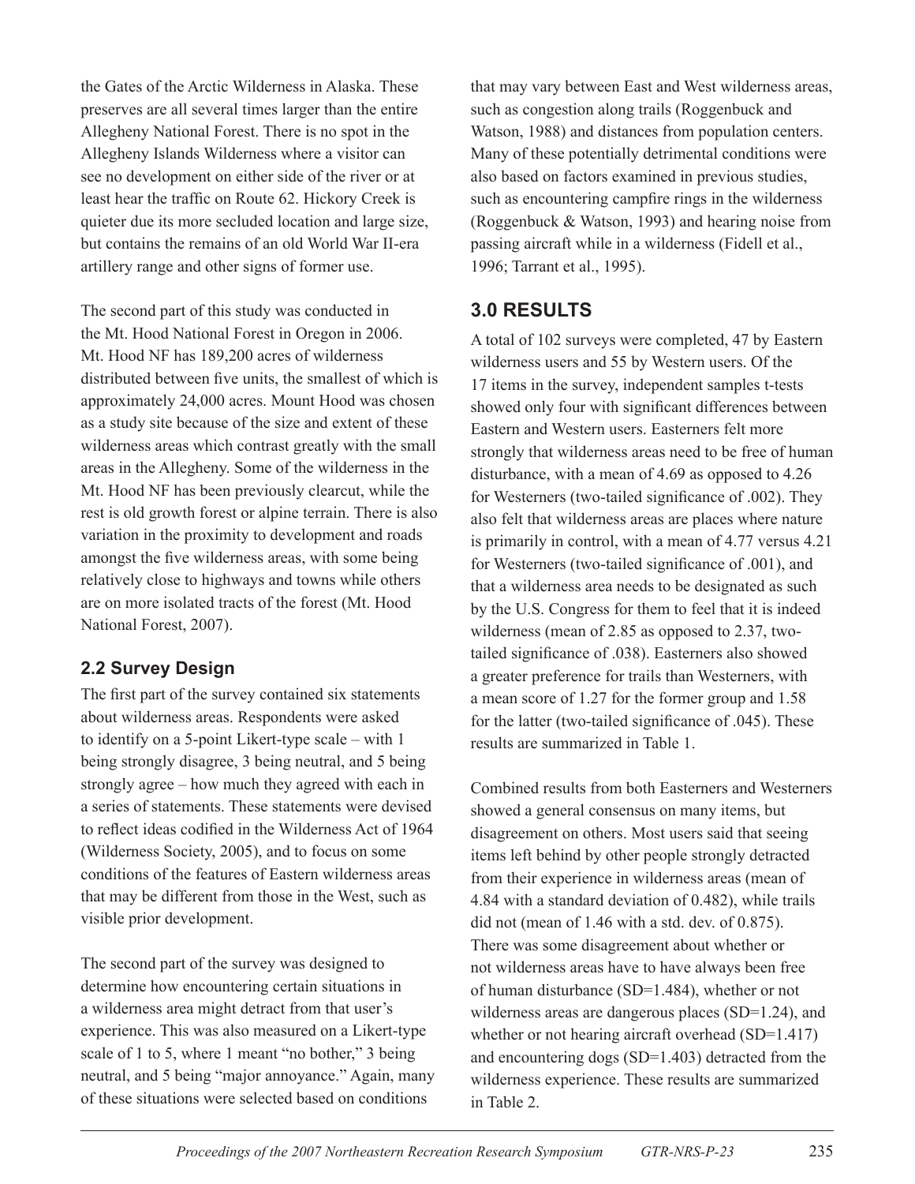the Gates of the Arctic Wilderness in Alaska. These preserves are all several times larger than the entire Allegheny National Forest. There is no spot in the Allegheny Islands Wilderness where a visitor can see no development on either side of the river or at least hear the traffic on Route 62. Hickory Creek is quieter due its more secluded location and large size, but contains the remains of an old World War II-era artillery range and other signs of former use.

The second part of this study was conducted in the Mt. Hood National Forest in Oregon in 2006. Mt. Hood NF has 189,200 acres of wilderness distributed between five units, the smallest of which is approximately 24,000 acres. Mount Hood was chosen as a study site because of the size and extent of these wilderness areas which contrast greatly with the small areas in the Allegheny. Some of the wilderness in the Mt. Hood NF has been previously clearcut, while the rest is old growth forest or alpine terrain. There is also variation in the proximity to development and roads amongst the five wilderness areas, with some being relatively close to highways and towns while others are on more isolated tracts of the forest (Mt. Hood National Forest, 2007).

### 2.2 Survey Design

The first part of the survey contained six statements about wilderness areas. Respondents were asked to identify on a 5-point Likert-type scale – with 1 being strongly disagree, 3 being neutral, and 5 being strongly agree – how much they agreed with each in a series of statements. These statements were devised to reflect ideas codified in the Wilderness Act of 1964 (Wilderness Society, 2005), and to focus on some conditions of the features of Eastern wilderness areas that may be different from those in the West, such as visible prior development.

The second part of the survey was designed to determine how encountering certain situations in a wilderness area might detract from that user's experience. This was also measured on a Likert-type scale of 1 to 5, where 1 meant "no bother," 3 being neutral, and 5 being "major annoyance." Again, many of these situations were selected based on conditions that may vary between East and West wilderness areas, such as congestion along trails (Roggenbuck and Watson, 1988) and distances from population centers. Many of these potentially detrimental conditions were also based on factors examined in previous studies, such as encountering campfire rings in the wilderness (Roggenbuck & Watson, 1993) and hearing noise from passing aircraft while in a wilderness (Fidell et al., 1996; Tarrant et al., 1995).

## 3.0 RESULTS

A total of 102 surveys were completed, 47 by Eastern wilderness users and 55 by Western users. Of the 17 items in the survey, independent samples t-tests showed only four with significant differences between Eastern and Western users. Easterners felt more strongly that wilderness areas need to be free of human disturbance, with a mean of 4.69 as opposed to 4.26 for Westerners (two-tailed significance of .002). They also felt that wilderness areas are places where nature is primarily in control, with a mean of 4.77 versus 4.21 for Westerners (two-tailed significance of .001), and that a wilderness area needs to be designated as such by the U.S. Congress for them to feel that it is indeed wilderness (mean of 2.85 as opposed to 2.37, two-tailed significance of .038). Easterners also showed a greater preference for trails than Westerners, with a mean score of 1.27 for the former group and 1.58 for the latter (two-tailed significance of .045). These results are summarized in Table 1.

Combined results from both Easterners and Westerners showed a general consensus on many items, but disagreement on others. Most users said that seeing items left behind by other people strongly detracted from their experience in wilderness areas (mean of 4.84 with a standard deviation of 0.482), while trails did not (mean of 1.46 with a std. dev. of 0.875). There was some disagreement about whether or not wilderness areas have to have always been free of human disturbance (SD=1.484), whether or not wilderness areas are dangerous places (SD=1.24), and whether or not hearing aircraft overhead (SD=1.417) and encountering dogs (SD=1.403) detracted from the wilderness experience. These results are summarized in Table 2.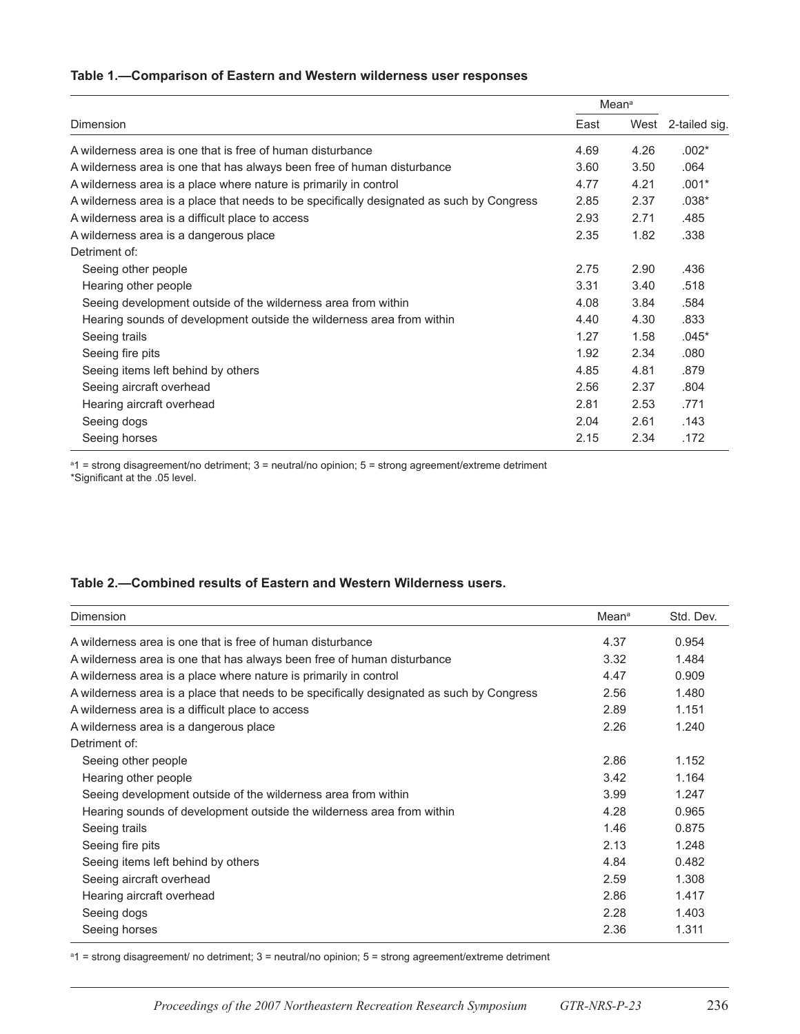**Table 1.—Comparison of Eastern and Western wilderness user responses**

| Dimension | Mean[a] | | |
|---|---|---|---|
| | East | West | 2-tailed sig. |
| A wilderness area is one that is free of human disturbance | 4.69 | 4.26 | .002* |
| A wilderness area is one that has always been free of human disturbance | 3.60 | 3.50 | .064 |
| A wilderness area is a place where nature is primarily in control | 4.77 | 4.21 | .001* |
| A wilderness area is a place that needs to be specifically designated as such by Congress | 2.85 | 2.37 | .038* |
| A wilderness area is a difficult place to access | 2.93 | 2.71 | .485 |
| A wilderness area is a dangerous place | 2.35 | 1.82 | .338 |
| Detriment of: | | | |
| Seeing other people | 2.75 | 2.90 | .436 |
| Hearing other people | 3.31 | 3.40 | .518 |
| Seeing development outside of the wilderness area from within | 4.08 | 3.84 | .584 |
| Hearing sounds of development outside the wilderness area from within | 4.40 | 4.30 | .833 |
| Seeing trails | 1.27 | 1.58 | .045* |
| Seeing fire pits | 1.92 | 2.34 | .080 |
| Seeing items left behind by others | 4.85 | 4.81 | .879 |
| Seeing aircraft overhead | 2.56 | 2.37 | .804 |
| Hearing aircraft overhead | 2.81 | 2.53 | .771 |
| Seeing dogs | 2.04 | 2.61 | .143 |
| Seeing horses | 2.15 | 2.34 | .172 |

[a]1 = strong disagreement/no detriment; 3 = neutral/no opinion; 5 = strong agreement/extreme detriment
*Significant at the .05 level.

**Table 2.—Combined results of Eastern and Western Wilderness users.**

| Dimension | Mean[a] | Std. Dev. |
|---|---|---|
| A wilderness area is one that is free of human disturbance | 4.37 | 0.954 |
| A wilderness area is one that has always been free of human disturbance | 3.32 | 1.484 |
| A wilderness area is a place where nature is primarily in control | 4.47 | 0.909 |
| A wilderness area is a place that needs to be specifically designated as such by Congress | 2.56 | 1.480 |
| A wilderness area is a difficult place to access | 2.89 | 1.151 |
| A wilderness area is a dangerous place | 2.26 | 1.240 |
| Detriment of: | | |
| Seeing other people | 2.86 | 1.152 |
| Hearing other people | 3.42 | 1.164 |
| Seeing development outside of the wilderness area from within | 3.99 | 1.247 |
| Hearing sounds of development outside the wilderness area from within | 4.28 | 0.965 |
| Seeing trails | 1.46 | 0.875 |
| Seeing fire pits | 2.13 | 1.248 |
| Seeing items left behind by others | 4.84 | 0.482 |
| Seeing aircraft overhead | 2.59 | 1.308 |
| Hearing aircraft overhead | 2.86 | 1.417 |
| Seeing dogs | 2.28 | 1.403 |
| Seeing horses | 2.36 | 1.311 |

[a]1 = strong disagreement/ no detriment; 3 = neutral/no opinion; 5 = strong agreement/extreme detriment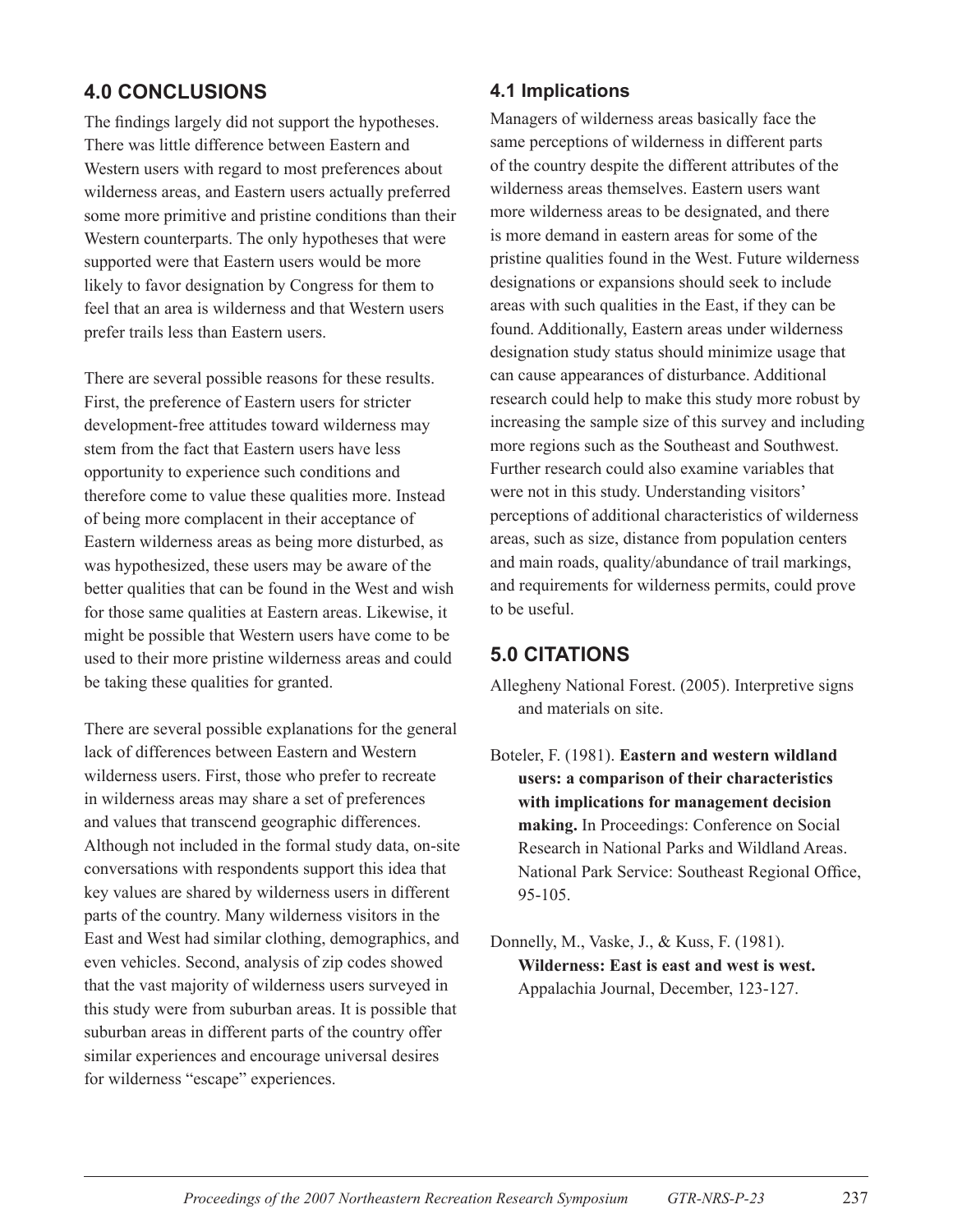## 4.0 CONCLUSIONS

The findings largely did not support the hypotheses. There was little difference between Eastern and Western users with regard to most preferences about wilderness areas, and Eastern users actually preferred some more primitive and pristine conditions than their Western counterparts. The only hypotheses that were supported were that Eastern users would be more likely to favor designation by Congress for them to feel that an area is wilderness and that Western users prefer trails less than Eastern users.

There are several possible reasons for these results. First, the preference of Eastern users for stricter development-free attitudes toward wilderness may stem from the fact that Eastern users have less opportunity to experience such conditions and therefore come to value these qualities more. Instead of being more complacent in their acceptance of Eastern wilderness areas as being more disturbed, as was hypothesized, these users may be aware of the better qualities that can be found in the West and wish for those same qualities at Eastern areas. Likewise, it might be possible that Western users have come to be used to their more pristine wilderness areas and could be taking these qualities for granted.

There are several possible explanations for the general lack of differences between Eastern and Western wilderness users. First, those who prefer to recreate in wilderness areas may share a set of preferences and values that transcend geographic differences. Although not included in the formal study data, on-site conversations with respondents support this idea that key values are shared by wilderness users in different parts of the country. Many wilderness visitors in the East and West had similar clothing, demographics, and even vehicles. Second, analysis of zip codes showed that the vast majority of wilderness users surveyed in this study were from suburban areas. It is possible that suburban areas in different parts of the country offer similar experiences and encourage universal desires for wilderness "escape" experiences.

### 4.1 Implications

Managers of wilderness areas basically face the same perceptions of wilderness in different parts of the country despite the different attributes of the wilderness areas themselves. Eastern users want more wilderness areas to be designated, and there is more demand in eastern areas for some of the pristine qualities found in the West. Future wilderness designations or expansions should seek to include areas with such qualities in the East, if they can be found. Additionally, Eastern areas under wilderness designation study status should minimize usage that can cause appearances of disturbance. Additional research could help to make this study more robust by increasing the sample size of this survey and including more regions such as the Southeast and Southwest. Further research could also examine variables that were not in this study. Understanding visitors' perceptions of additional characteristics of wilderness areas, such as size, distance from population centers and main roads, quality/abundance of trail markings, and requirements for wilderness permits, could prove to be useful.

## 5.0 CITATIONS

Allegheny National Forest. (2005). Interpretive signs and materials on site.

Boteler, F. (1981). **Eastern and western wildland users: a comparison of their characteristics with implications for management decision making.** In Proceedings: Conference on Social Research in National Parks and Wildland Areas. National Park Service: Southeast Regional Office, 95-105.

Donnelly, M., Vaske, J., & Kuss, F. (1981). **Wilderness: East is east and west is west.** Appalachia Journal, December, 123-127.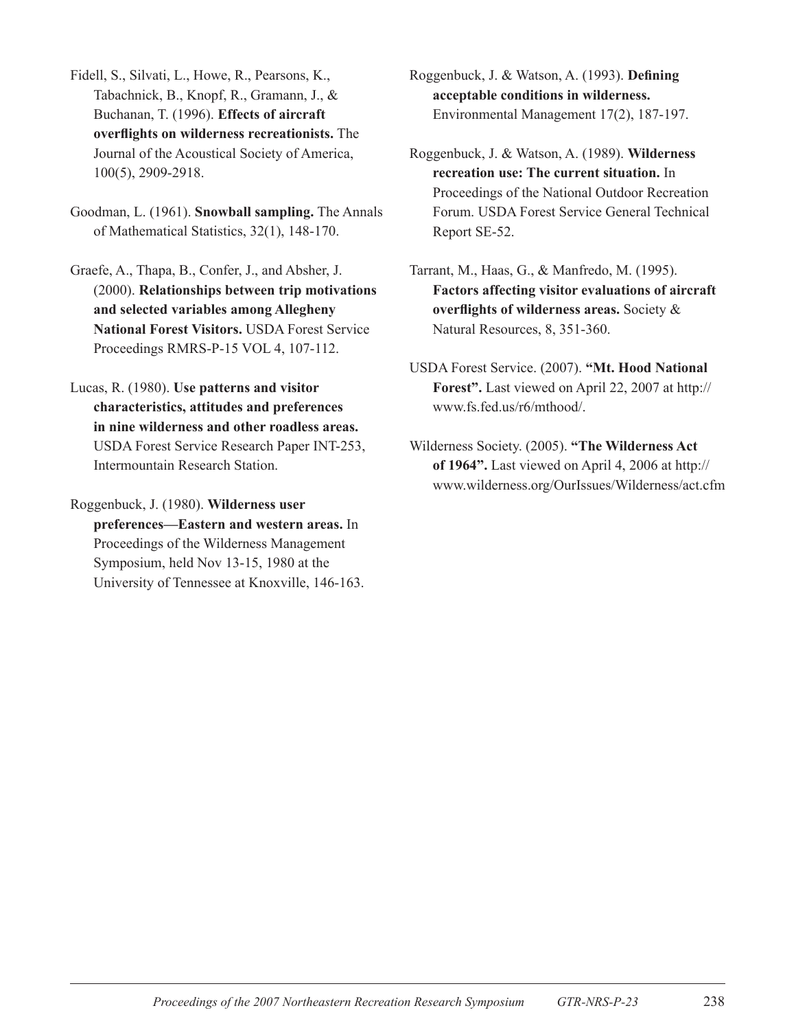Fidell, S., Silvati, L., Howe, R., Pearsons, K., Tabachnick, B., Knopf, R., Gramann, J., & Buchanan, T. (1996). **Effects of aircraft overflights on wilderness recreationists.** The Journal of the Acoustical Society of America, 100(5), 2909-2918.

Goodman, L. (1961). **Snowball sampling.** The Annals of Mathematical Statistics, 32(1), 148-170.

Graefe, A., Thapa, B., Confer, J., and Absher, J. (2000). **Relationships between trip motivations and selected variables among Allegheny National Forest Visitors.** USDA Forest Service Proceedings RMRS-P-15 VOL 4, 107-112.

Lucas, R. (1980). **Use patterns and visitor characteristics, attitudes and preferences in nine wilderness and other roadless areas.** USDA Forest Service Research Paper INT-253, Intermountain Research Station.

Roggenbuck, J. (1980). **Wilderness user preferences—Eastern and western areas.** In Proceedings of the Wilderness Management Symposium, held Nov 13-15, 1980 at the University of Tennessee at Knoxville, 146-163.

Roggenbuck, J. & Watson, A. (1993). **Defining acceptable conditions in wilderness.** Environmental Management 17(2), 187-197.

Roggenbuck, J. & Watson, A. (1989). **Wilderness recreation use: The current situation.** In Proceedings of the National Outdoor Recreation Forum. USDA Forest Service General Technical Report SE-52.

Tarrant, M., Haas, G., & Manfredo, M. (1995). **Factors affecting visitor evaluations of aircraft overflights of wilderness areas.** Society & Natural Resources, 8, 351-360.

USDA Forest Service. (2007). **"Mt. Hood National Forest".** Last viewed on April 22, 2007 at http://www.fs.fed.us/r6/mthood/.

Wilderness Society. (2005). **"The Wilderness Act of 1964".** Last viewed on April 4, 2006 at http://www.wilderness.org/OurIssues/Wilderness/act.cfm